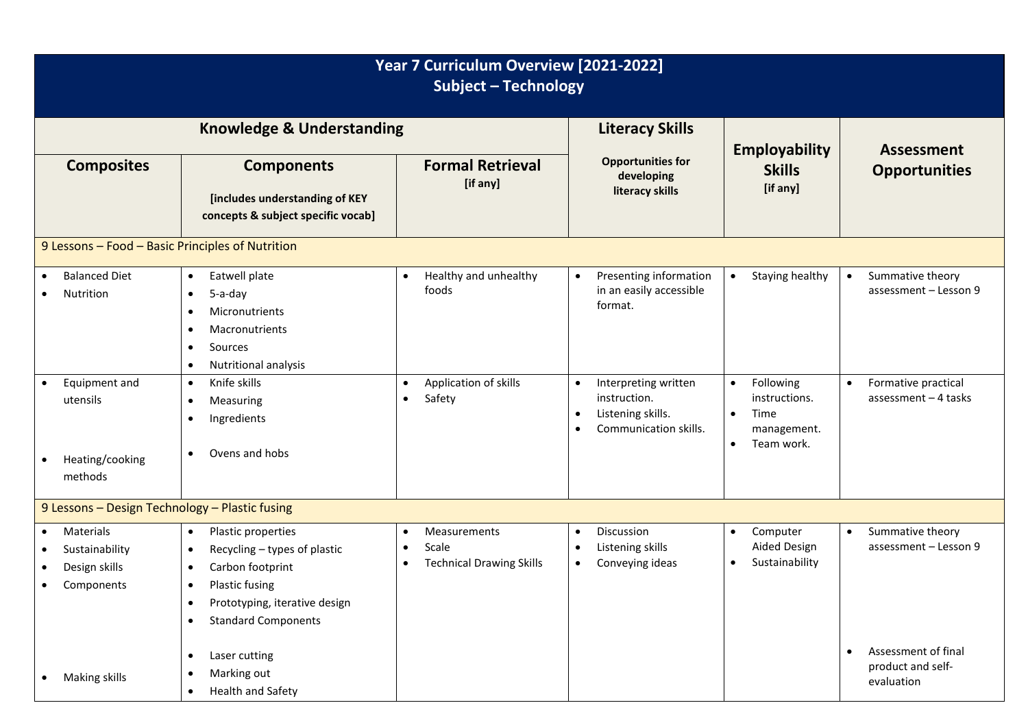# Year 7 Curriculum Overview [2021-2022]
## Subject – Technology

| Knowledge & Understanding | | | Literacy Skills | Employability Skills [if any] | Assessment Opportunities |
|---|---|---|---|---|---|
| **Composites** | **Components** [includes understanding of KEY concepts & subject specific vocab] | **Formal Retrieval** [if any] | Opportunities for developing literacy skills | | |
| **9 Lessons – Food – Basic Principles of Nutrition** | | | | | |
| • Balanced Diet<br>• Nutrition | • Eatwell plate<br>• 5-a-day<br>• Micronutrients<br>• Macronutrients<br>• Sources<br>• Nutritional analysis | • Healthy and unhealthy foods | • Presenting information in an easily accessible format. | • Staying healthy | • Summative theory assessment – Lesson 9 |
| • Equipment and utensils<br>• Heating/cooking methods | • Knife skills<br>• Measuring<br>• Ingredients<br>• Ovens and hobs | • Application of skills<br>• Safety | • Interpreting written instruction.<br>• Listening skills.<br>• Communication skills. | • Following instructions.<br>• Time management.<br>• Team work. | • Formative practical assessment – 4 tasks |
| **9 Lessons – Design Technology – Plastic fusing** | | | | | |
| • Materials<br>• Sustainability<br>• Design skills<br>• Components<br>• Making skills | • Plastic properties<br>• Recycling – types of plastic<br>• Carbon footprint<br>• Plastic fusing<br>• Prototyping, iterative design<br>• Standard Components<br>• Laser cutting<br>• Marking out<br>• Health and Safety | • Measurements<br>• Scale<br>• Technical Drawing Skills | • Discussion<br>• Listening skills<br>• Conveying ideas | • Computer Aided Design<br>• Sustainability | • Summative theory assessment – Lesson 9<br>• Assessment of final product and self-evaluation |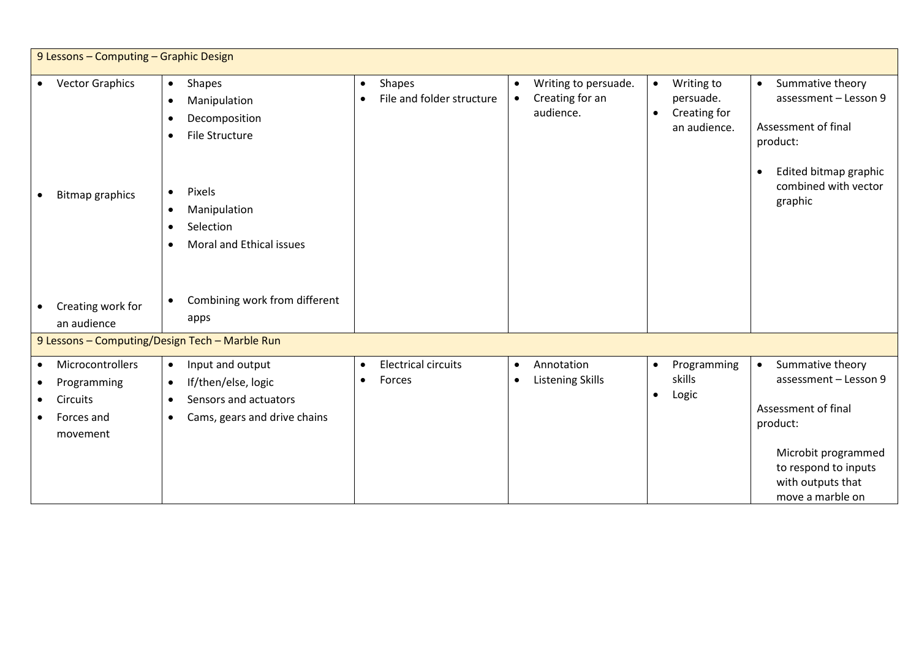| | | | | | |
|---|---|---|---|---|---|
| 9 Lessons – Computing – Graphic Design | | | | | |
| • Vector Graphics<br><br>• Bitmap graphics<br><br>• Creating work for an audience | • Shapes<br>• Manipulation<br>• Decomposition<br>• File Structure<br><br>• Pixels<br>• Manipulation<br>• Selection<br>• Moral and Ethical issues<br><br>• Combining work from different apps | • Shapes<br>• File and folder structure | • Writing to persuade.<br>• Creating for an audience. | • Writing to persuade.<br>• Creating for an audience. | • Summative theory assessment – Lesson 9<br><br>Assessment of final product:<br><br>• Edited bitmap graphic combined with vector graphic |
| 9 Lessons – Computing/Design Tech – Marble Run | | | | | |
| • Microcontrollers<br>• Programming<br>• Circuits<br>• Forces and movement | • Input and output<br>• If/then/else, logic<br>• Sensors and actuators<br>• Cams, gears and drive chains | • Electrical circuits<br>• Forces | • Annotation<br>• Listening Skills | • Programming skills<br>• Logic | • Summative theory assessment – Lesson 9<br><br>Assessment of final product:<br><br>Microbit programmed to respond to inputs with outputs that move a marble on |